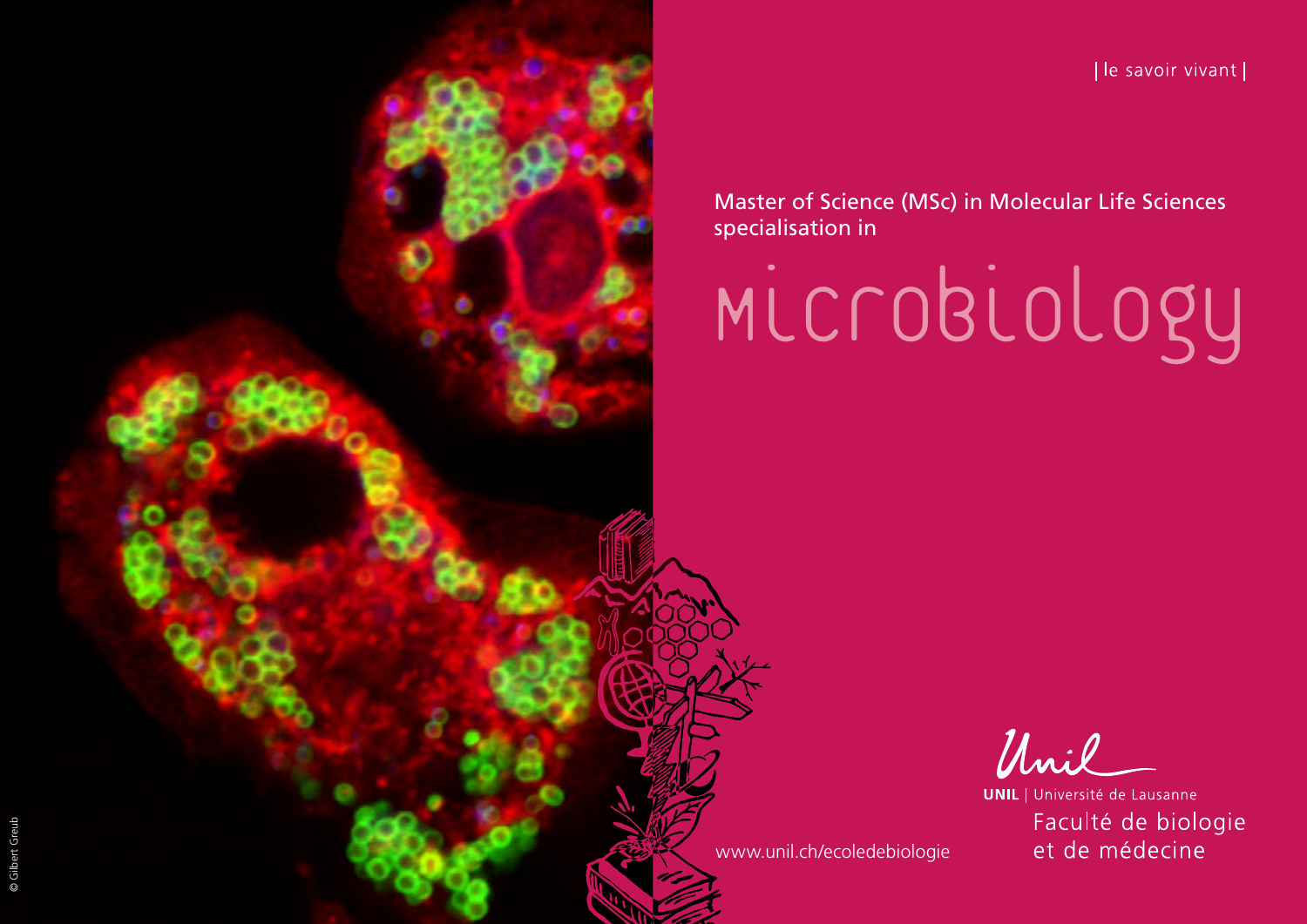| le savoir vivant |

Master of Science (MSc) in Molecular Life Sciences specialisation in

# Microbiology

www.unil.ch/ecoledebiologie

UNIL | Université de Lausanne

Faculté de biologie et de médecine

© Gilbert Greub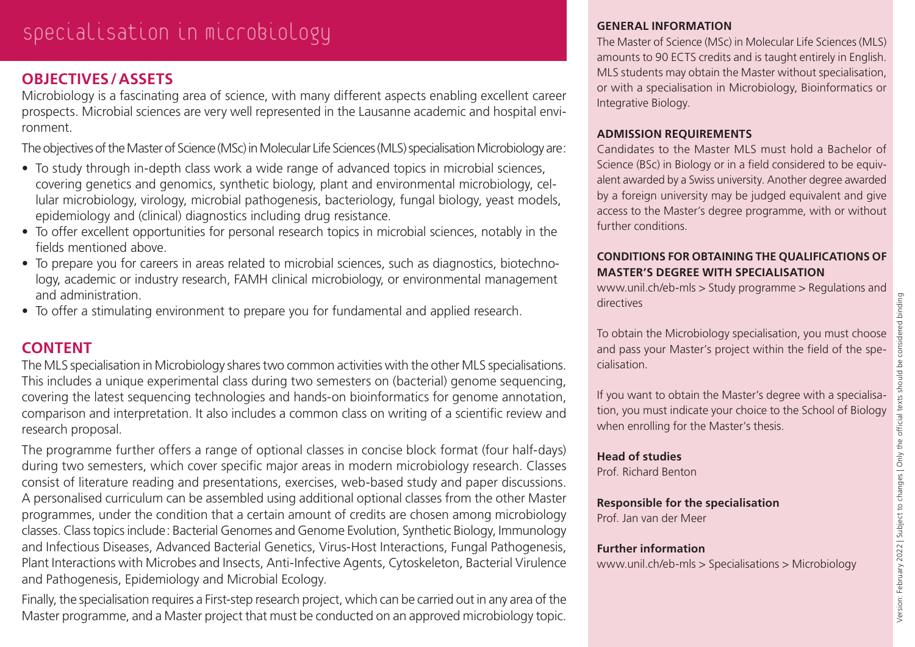# specialisation in microbiology

## OBJECTIVES / ASSETS

Microbiology is a fascinating area of science, with many different aspects enabling excellent career prospects. Microbial sciences are very well represented in the Lausanne academic and hospital environment.

The objectives of the Master of Science (MSc) in Molecular Life Sciences (MLS) specialisation Microbiology are:

- To study through in-depth class work a wide range of advanced topics in microbial sciences, covering genetics and genomics, synthetic biology, plant and environmental microbiology, cellular microbiology, virology, microbial pathogenesis, bacteriology, fungal biology, yeast models, epidemiology and (clinical) diagnostics including drug resistance.
- To offer excellent opportunities for personal research topics in microbial sciences, notably in the fields mentioned above.
- To prepare you for careers in areas related to microbial sciences, such as diagnostics, biotechnology, academic or industry research, FAMH clinical microbiology, or environmental management and administration.
- To offer a stimulating environment to prepare you for fundamental and applied research.

## CONTENT

The MLS specialisation in Microbiology shares two common activities with the other MLS specialisations. This includes a unique experimental class during two semesters on (bacterial) genome sequencing, covering the latest sequencing technologies and hands-on bioinformatics for genome annotation, comparison and interpretation. It also includes a common class on writing of a scientific review and research proposal.

The programme further offers a range of optional classes in concise block format (four half-days) during two semesters, which cover specific major areas in modern microbiology research. Classes consist of literature reading and presentations, exercises, web-based study and paper discussions. A personalised curriculum can be assembled using additional optional classes from the other Master programmes, under the condition that a certain amount of credits are chosen among microbiology classes. Class topics include: Bacterial Genomes and Genome Evolution, Synthetic Biology, Immunology and Infectious Diseases, Advanced Bacterial Genetics, Virus-Host Interactions, Fungal Pathogenesis, Plant Interactions with Microbes and Insects, Anti-Infective Agents, Cytoskeleton, Bacterial Virulence and Pathogenesis, Epidemiology and Microbial Ecology.

Finally, the specialisation requires a First-step research project, which can be carried out in any area of the Master programme, and a Master project that must be conducted on an approved microbiology topic.

### GENERAL INFORMATION

The Master of Science (MSc) in Molecular Life Sciences (MLS) amounts to 90 ECTS credits and is taught entirely in English. MLS students may obtain the Master without specialisation, or with a specialisation in Microbiology, Bioinformatics or Integrative Biology.

### ADMISSION REQUIREMENTS

Candidates to the Master MLS must hold a Bachelor of Science (BSc) in Biology or in a field considered to be equivalent awarded by a Swiss university. Another degree awarded by a foreign university may be judged equivalent and give access to the Master's degree programme, with or without further conditions.

### CONDITIONS FOR OBTAINING THE QUALIFICATIONS OF MASTER'S DEGREE WITH SPECIALISATION

www.unil.ch/eb-mls > Study programme > Regulations and directives

To obtain the Microbiology specialisation, you must choose and pass your Master's project within the field of the specialisation.

If you want to obtain the Master's degree with a specialisation, you must indicate your choice to the School of Biology when enrolling for the Master's thesis.

**Head of studies**
Prof. Richard Benton

**Responsible for the specialisation**
Prof. Jan van der Meer

**Further information**
www.unil.ch/eb-mls > Specialisations > Microbiology

Version: February 2022 | Subject to changes | Only the official texts should be considered binding